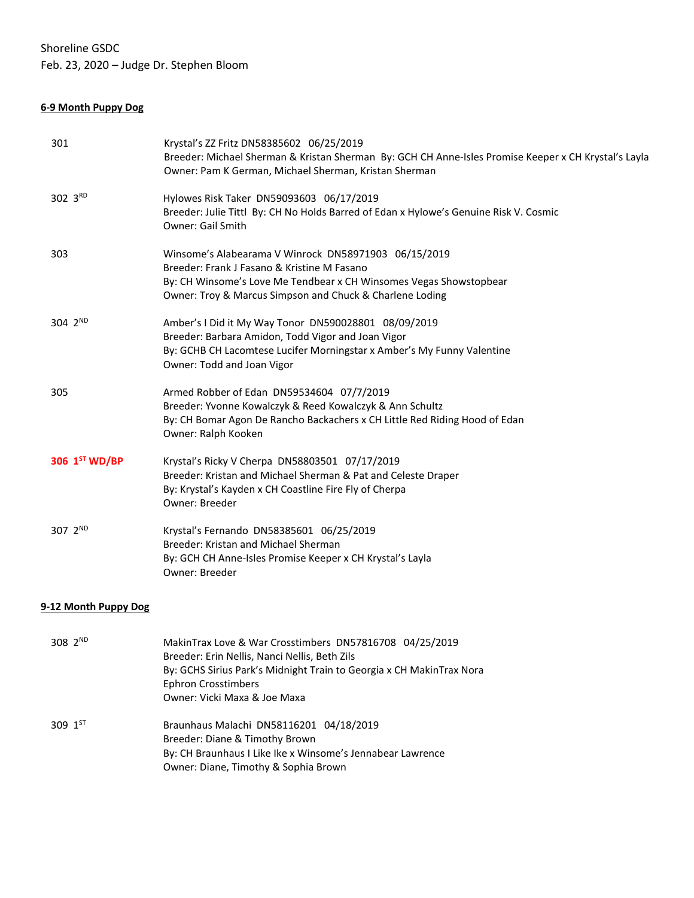Shoreline GSDC

Feb. 23, 2020 – Judge Dr. Stephen Bloom

**6-9 Month Puppy Dog**

301

Krystal's ZZ Fritz DN58385602 06/25/2019
Breeder: Michael Sherman & Kristan Sherman By: GCH CH Anne-Isles Promise Keeper x CH Krystal's Layla
Owner: Pam K German, Michael Sherman, Kristan Sherman

302 3RD

Hylowes Risk Taker DN59093603 06/17/2019
Breeder: Julie Tittl By: CH No Holds Barred of Edan x Hylowe's Genuine Risk V. Cosmic
Owner: Gail Smith

303

Winsome's Alabearama V Winrock DN58971903 06/15/2019
Breeder: Frank J Fasano & Kristine M Fasano
By: CH Winsome's Love Me Tendbear x CH Winsomes Vegas Showstopbear
Owner: Troy & Marcus Simpson and Chuck & Charlene Loding

304 2ND

Amber's I Did it My Way Tonor DN590028801 08/09/2019
Breeder: Barbara Amidon, Todd Vigor and Joan Vigor
By: GCHB CH Lacomtese Lucifer Morningstar x Amber's My Funny Valentine
Owner: Todd and Joan Vigor

305

Armed Robber of Edan DN59534604 07/7/2019
Breeder: Yvonne Kowalczyk & Reed Kowalczyk & Ann Schultz
By: CH Bomar Agon De Rancho Backachers x CH Little Red Riding Hood of Edan
Owner: Ralph Kooken

**306 1ST WD/BP**

Krystal's Ricky V Cherpa DN58803501 07/17/2019
Breeder: Kristan and Michael Sherman & Pat and Celeste Draper
By: Krystal's Kayden x CH Coastline Fire Fly of Cherpa
Owner: Breeder

307 2ND

Krystal's Fernando DN58385601 06/25/2019
Breeder: Kristan and Michael Sherman
By: GCH CH Anne-Isles Promise Keeper x CH Krystal's Layla
Owner: Breeder

**9-12 Month Puppy Dog**

308 2ND

MakinTrax Love & War Crosstimbers DN57816708 04/25/2019
Breeder: Erin Nellis, Nanci Nellis, Beth Zils
By: GCHS Sirius Park's Midnight Train to Georgia x CH MakinTrax Nora Ephron Crosstimbers
Owner: Vicki Maxa & Joe Maxa

309 1ST

Braunhaus Malachi DN58116201 04/18/2019
Breeder: Diane & Timothy Brown
By: CH Braunhaus I Like Ike x Winsome's Jennabear Lawrence
Owner: Diane, Timothy & Sophia Brown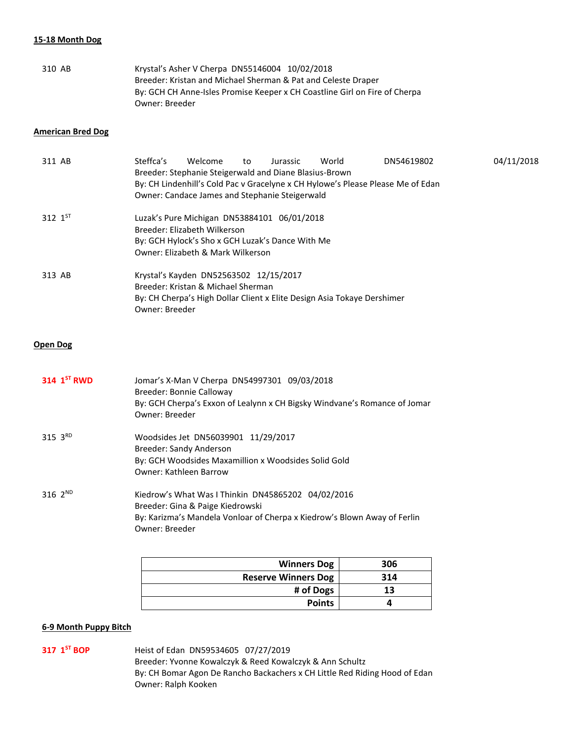**15-18 Month Dog**

310 AB

Krystal's Asher V Cherpa DN55146004 10/02/2018
Breeder: Kristan and Michael Sherman & Pat and Celeste Draper
By: GCH CH Anne-Isles Promise Keeper x CH Coastline Girl on Fire of Cherpa
Owner: Breeder

**American Bred Dog**

311 AB

Steffca's Welcome to Jurassic World DN54619802 04/11/2018
Breeder: Stephanie Steigerwald and Diane Blasius-Brown
By: CH Lindenhill's Cold Pac v Gracelyne x CH Hylowe's Please Please Me of Edan
Owner: Candace James and Stephanie Steigerwald

312 1ST

Luzak's Pure Michigan DN53884101 06/01/2018
Breeder: Elizabeth Wilkerson
By: GCH Hylock's Sho x GCH Luzak's Dance With Me
Owner: Elizabeth & Mark Wilkerson

313 AB

Krystal's Kayden DN52563502 12/15/2017
Breeder: Kristan & Michael Sherman
By: CH Cherpa's High Dollar Client x Elite Design Asia Tokaye Dershimer
Owner: Breeder

**Open Dog**

**314 1ST RWD**

Jomar's X-Man V Cherpa DN54997301 09/03/2018
Breeder: Bonnie Calloway
By: GCH Cherpa's Exxon of Lealynn x CH Bigsky Windvane's Romance of Jomar
Owner: Breeder

315 3RD

Woodsides Jet DN56039901 11/29/2017
Breeder: Sandy Anderson
By: GCH Woodsides Maxamillion x Woodsides Solid Gold
Owner: Kathleen Barrow

316 2ND

Kiedrow's What Was I Thinkin DN45865202 04/02/2016
Breeder: Gina & Paige Kiedrowski
By: Karizma's Mandela Vonloar of Cherpa x Kiedrow's Blown Away of Ferlin
Owner: Breeder

| | |
|---|---|
| **Winners Dog** | **306** |
| **Reserve Winners Dog** | **314** |
| **# of Dogs** | **13** |
| **Points** | **4** |

**6-9 Month Puppy Bitch**

**317 1ST BOP**

Heist of Edan DN59534605 07/27/2019
Breeder: Yvonne Kowalczyk & Reed Kowalczyk & Ann Schultz
By: CH Bomar Agon De Rancho Backachers x CH Little Red Riding Hood of Edan
Owner: Ralph Kooken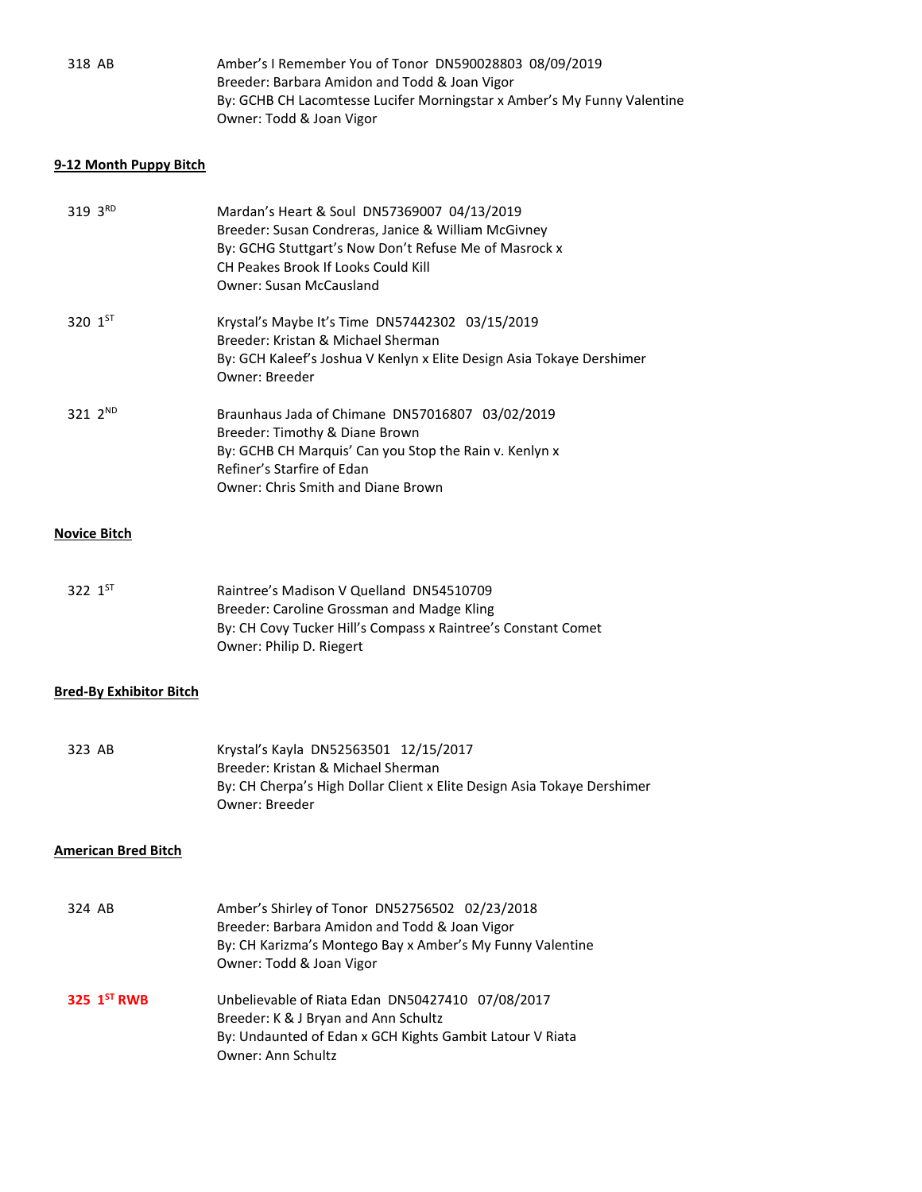318 AB

Amber's I Remember You of Tonor DN590028803 08/09/2019
Breeder: Barbara Amidon and Todd & Joan Vigor
By: GCHB CH Lacomtesse Lucifer Morningstar x Amber's My Funny Valentine
Owner: Todd & Joan Vigor

**9-12 Month Puppy Bitch**

319 3RD

Mardan's Heart & Soul DN57369007 04/13/2019
Breeder: Susan Condreras, Janice & William McGivney
By: GCHG Stuttgart's Now Don't Refuse Me of Masrock x
CH Peakes Brook If Looks Could Kill
Owner: Susan McCausland

320 1ST

Krystal's Maybe It's Time DN57442302 03/15/2019
Breeder: Kristan & Michael Sherman
By: GCH Kaleef's Joshua V Kenlyn x Elite Design Asia Tokaye Dershimer
Owner: Breeder

321 2ND

Braunhaus Jada of Chimane DN57016807 03/02/2019
Breeder: Timothy & Diane Brown
By: GCHB CH Marquis' Can you Stop the Rain v. Kenlyn x
Refiner's Starfire of Edan
Owner: Chris Smith and Diane Brown

**Novice Bitch**

322 1ST

Raintree's Madison V Quelland DN54510709
Breeder: Caroline Grossman and Madge Kling
By: CH Covy Tucker Hill's Compass x Raintree's Constant Comet
Owner: Philip D. Riegert

**Bred-By Exhibitor Bitch**

323 AB

Krystal's Kayla DN52563501 12/15/2017
Breeder: Kristan & Michael Sherman
By: CH Cherpa's High Dollar Client x Elite Design Asia Tokaye Dershimer
Owner: Breeder

**American Bred Bitch**

324 AB

Amber's Shirley of Tonor DN52756502 02/23/2018
Breeder: Barbara Amidon and Todd & Joan Vigor
By: CH Karizma's Montego Bay x Amber's My Funny Valentine
Owner: Todd & Joan Vigor

**325 1ST RWB**

Unbelievable of Riata Edan DN50427410 07/08/2017
Breeder: K & J Bryan and Ann Schultz
By: Undaunted of Edan x GCH Kights Gambit Latour V Riata
Owner: Ann Schultz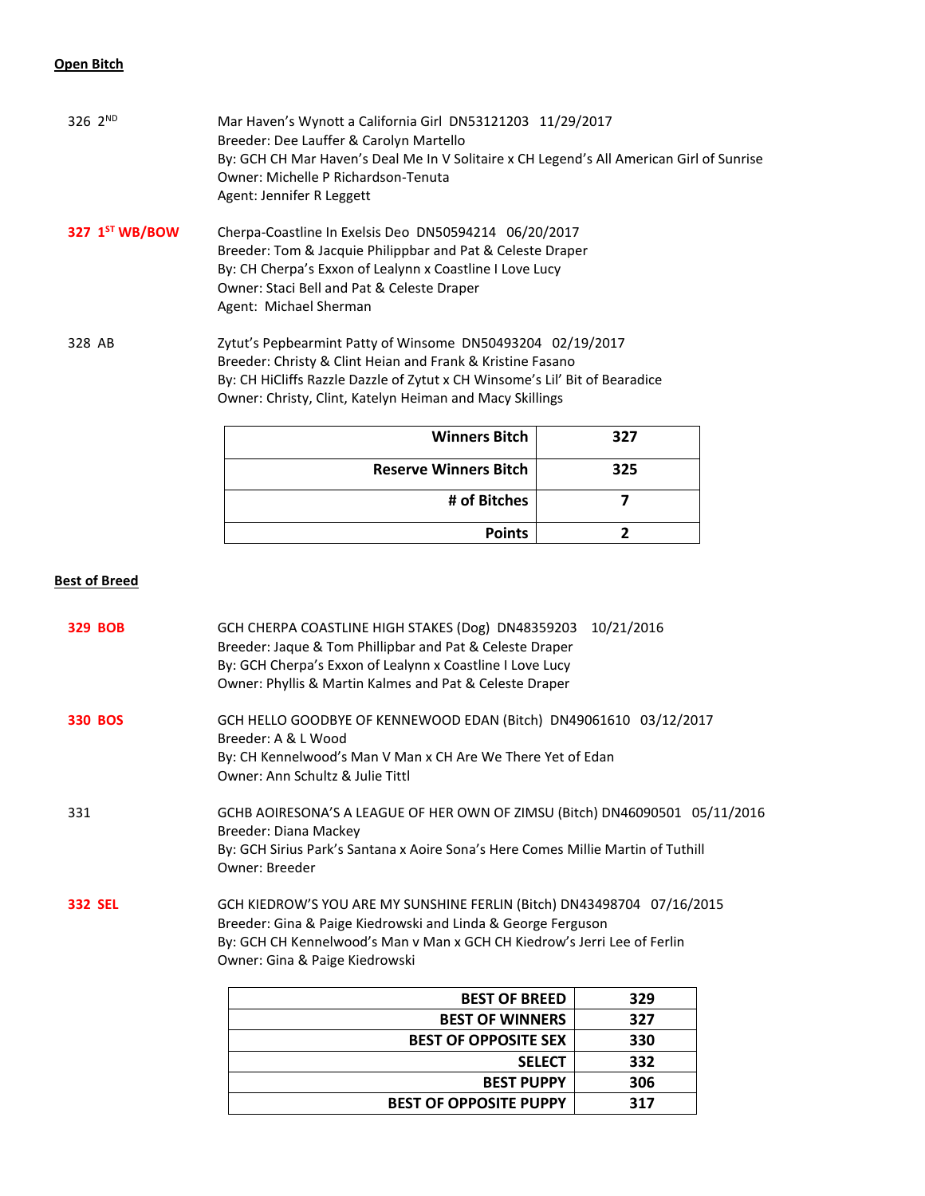**Open Bitch**

326 2ND — Mar Haven's Wynott a California Girl DN53121203 11/29/2017
Breeder: Dee Lauffer & Carolyn Martello
By: GCH CH Mar Haven's Deal Me In V Solitaire x CH Legend's All American Girl of Sunrise
Owner: Michelle P Richardson-Tenuta
Agent: Jennifer R Leggett

**327 1ST WB/BOW** — Cherpa-Coastline In Exelsis Deo DN50594214 06/20/2017
Breeder: Tom & Jacquie Philippbar and Pat & Celeste Draper
By: CH Cherpa's Exxon of Lealynn x Coastline I Love Lucy
Owner: Staci Bell and Pat & Celeste Draper
Agent: Michael Sherman

328 AB — Zytut's Pepbearmint Patty of Winsome DN50493204 02/19/2017
Breeder: Christy & Clint Heian and Frank & Kristine Fasano
By: CH HiCliffs Razzle Dazzle of Zytut x CH Winsome's Lil' Bit of Bearadice
Owner: Christy, Clint, Katelyn Heiman and Macy Skillings

| | |
|---|---|
| **Winners Bitch** | **327** |
| **Reserve Winners Bitch** | **325** |
| **# of Bitches** | **7** |
| **Points** | **2** |

**Best of Breed**

**329 BOB** — GCH CHERPA COASTLINE HIGH STAKES (Dog) DN48359203 10/21/2016
Breeder: Jaque & Tom Phillipbar and Pat & Celeste Draper
By: GCH Cherpa's Exxon of Lealynn x Coastline I Love Lucy
Owner: Phyllis & Martin Kalmes and Pat & Celeste Draper

**330 BOS** — GCH HELLO GOODBYE OF KENNEWOOD EDAN (Bitch) DN49061610 03/12/2017
Breeder: A & L Wood
By: CH Kennelwood's Man V Man x CH Are We There Yet of Edan
Owner: Ann Schultz & Julie Tittl

331 — GCHB AOIRESONA'S A LEAGUE OF HER OWN OF ZIMSU (Bitch) DN46090501 05/11/2016
Breeder: Diana Mackey
By: GCH Sirius Park's Santana x Aoire Sona's Here Comes Millie Martin of Tuthill
Owner: Breeder

**332 SEL** — GCH KIEDROW'S YOU ARE MY SUNSHINE FERLIN (Bitch) DN43498704 07/16/2015
Breeder: Gina & Paige Kiedrowski and Linda & George Ferguson
By: GCH CH Kennelwood's Man v Man x GCH CH Kiedrow's Jerri Lee of Ferlin
Owner: Gina & Paige Kiedrowski

| | |
|---|---|
| **BEST OF BREED** | **329** |
| **BEST OF WINNERS** | **327** |
| **BEST OF OPPOSITE SEX** | **330** |
| **SELECT** | **332** |
| **BEST PUPPY** | **306** |
| **BEST OF OPPOSITE PUPPY** | **317** |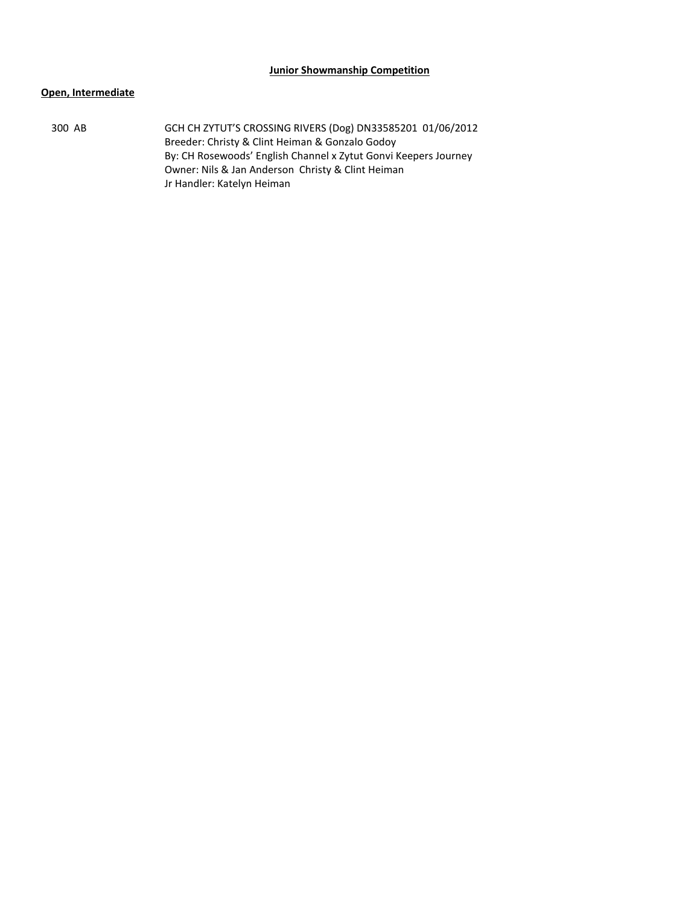**Junior Showmanship Competition**

**Open, Intermediate**

300 AB GCH CH ZYTUT'S CROSSING RIVERS (Dog) DN33585201 01/06/2012
Breeder: Christy & Clint Heiman & Gonzalo Godoy
By: CH Rosewoods' English Channel x Zytut Gonvi Keepers Journey
Owner: Nils & Jan Anderson Christy & Clint Heiman
Jr Handler: Katelyn Heiman